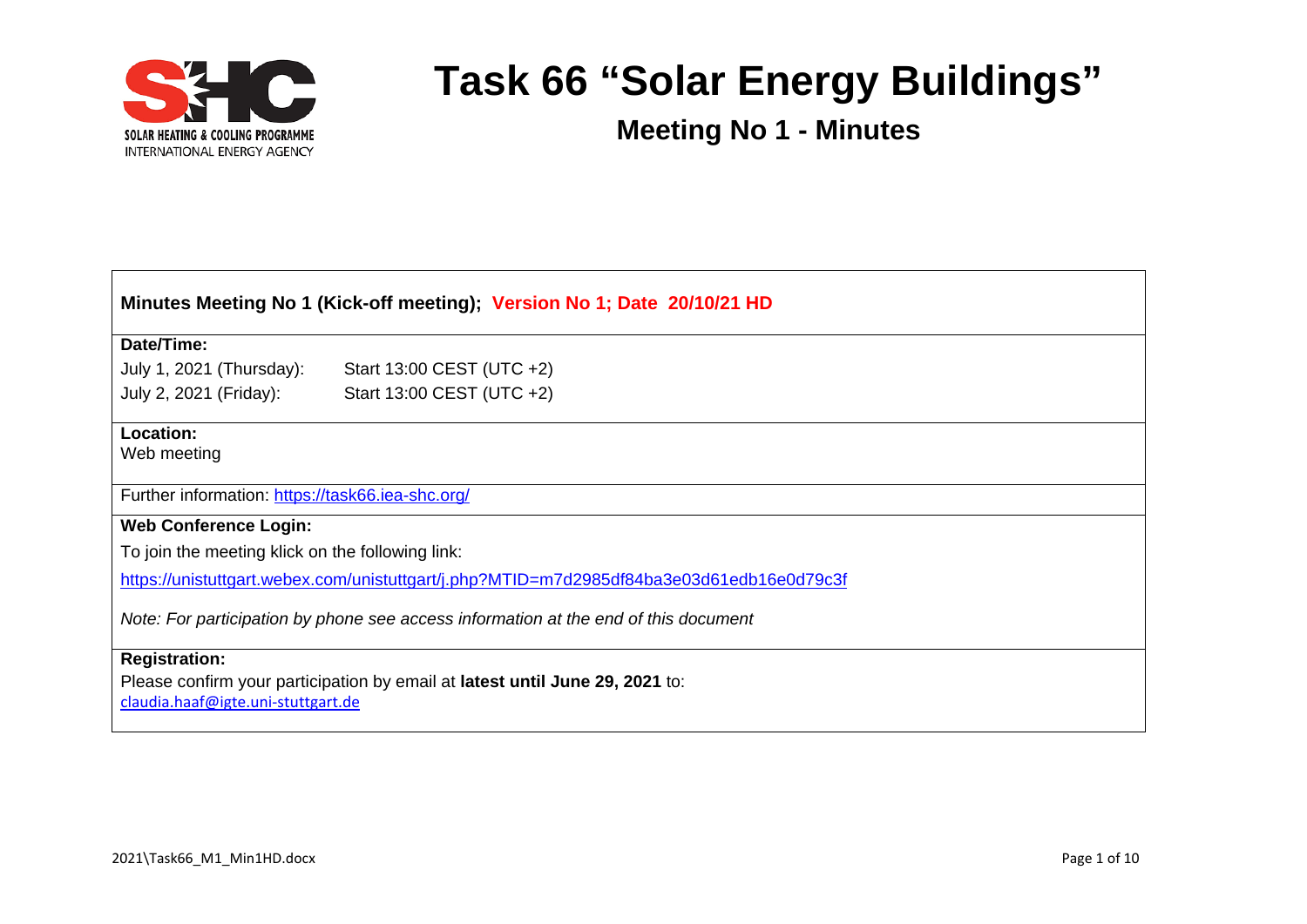SOLAR HEATING & COOLING PROGRAMME
INTERNATIONAL ENERGY AGENCY

# Task 66 "Solar Energy Buildings"

## Meeting No 1 - Minutes

**Minutes Meeting No 1 (Kick-off meeting); Version No 1; Date 20/10/21 HD**

**Date/Time:**

July 1, 2021 (Thursday): Start 13:00 CEST (UTC +2)

July 2, 2021 (Friday): Start 13:00 CEST (UTC +2)

**Location:**

Web meeting

Further information: https://task66.iea-shc.org/

**Web Conference Login:**

To join the meeting klick on the following link:

https://unistuttgart.webex.com/unistuttgart/j.php?MTID=m7d2985df84ba3e03d61edb16e0d79c3f

*Note: For participation by phone see access information at the end of this document*

**Registration:**

Please confirm your participation by email at **latest until June 29, 2021** to:
claudia.haaf@igte.uni-stuttgart.de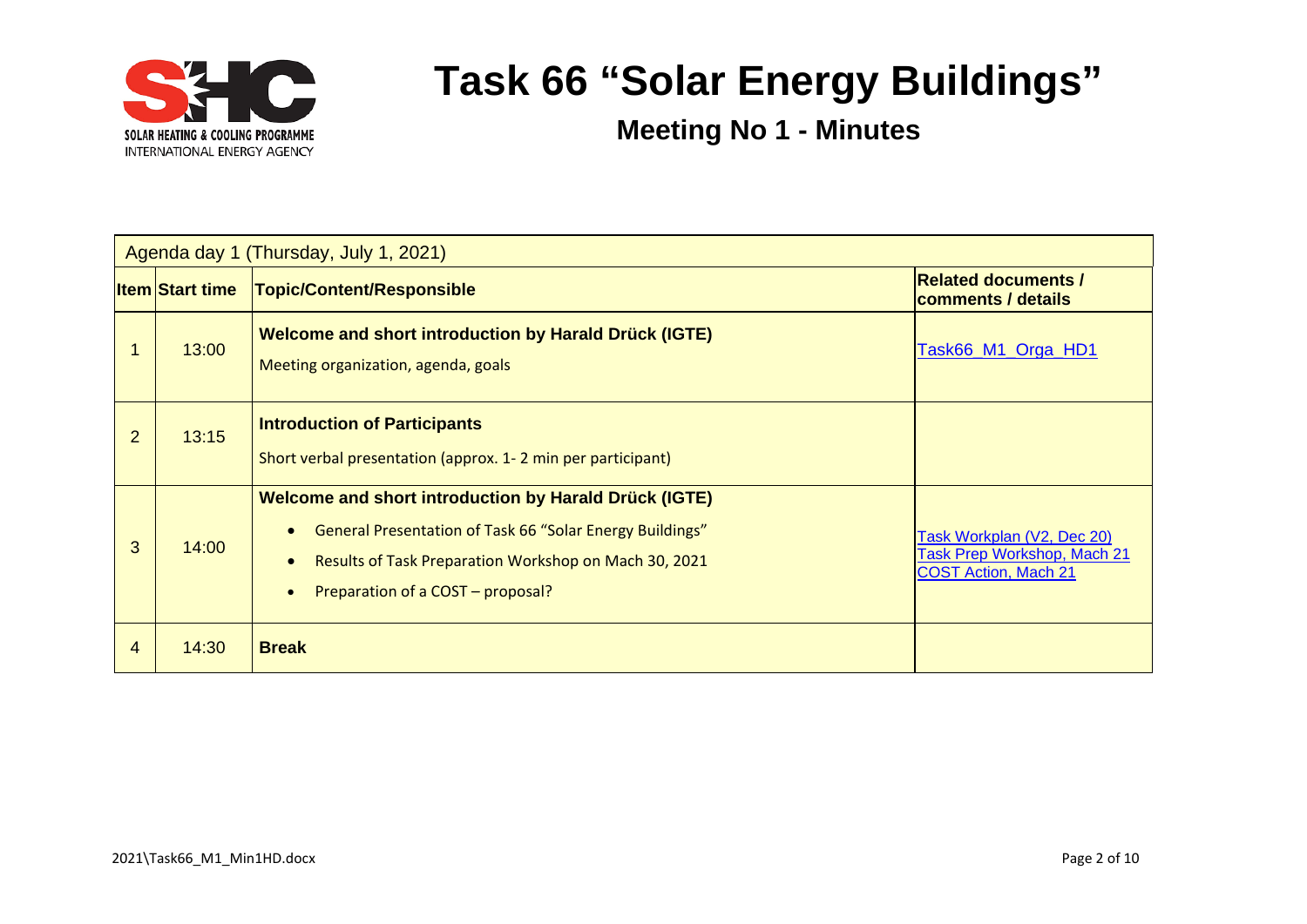# Task 66 “Solar Energy Buildings”

## Meeting No 1 - Minutes

| Agenda day 1 (Thursday, July 1, 2021) | | | |
|---|---|---|---|
| **Item** | **Start time** | **Topic/Content/Responsible** | **Related documents / comments / details** |
| 1 | 13:00 | **Welcome and short introduction by Harald Drück (IGTE)**<br>Meeting organization, agenda, goals | Task66_M1_Orga_HD1 |
| 2 | 13:15 | **Introduction of Participants**<br>Short verbal presentation (approx. 1- 2 min per participant) | |
| 3 | 14:00 | **Welcome and short introduction by Harald Drück (IGTE)**<br>• General Presentation of Task 66 “Solar Energy Buildings”<br>• Results of Task Preparation Workshop on Mach 30, 2021<br>• Preparation of a COST – proposal? | Task Workplan (V2, Dec 20)<br>Task Prep Workshop, Mach 21<br>COST Action, Mach 21 |
| 4 | 14:30 | **Break** | |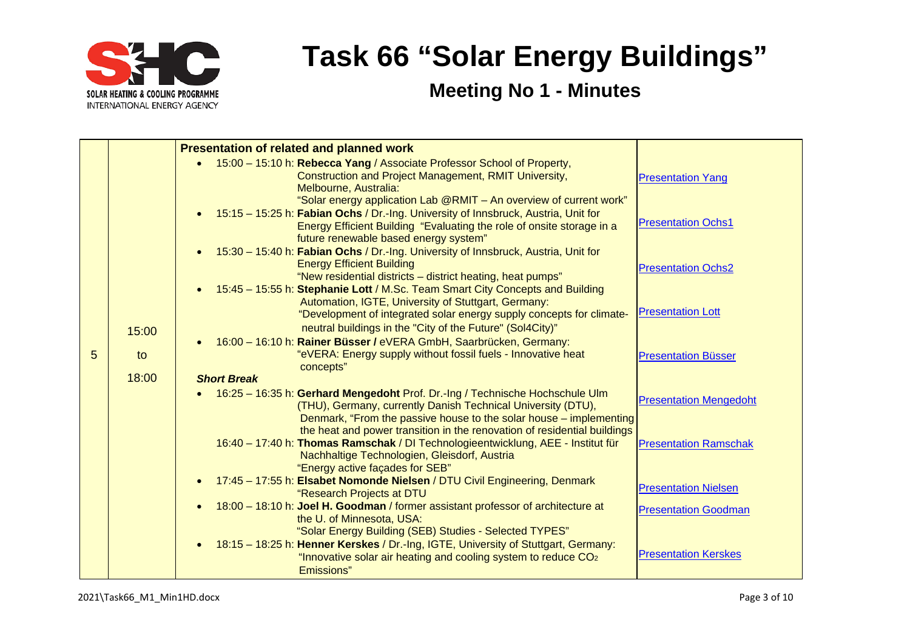# Task 66 "Solar Energy Buildings"

## Meeting No 1 - Minutes

| | | | |
|---|---|---|---|
| 5 | 15:00 to 18:00 | **Presentation of related and planned work**<br>• 15:00 – 15:10 h: **Rebecca Yang** / Associate Professor School of Property, Construction and Project Management, RMIT University, Melbourne, Australia: "Solar energy application Lab @RMIT – An overview of current work"<br>• 15:15 – 15:25 h: **Fabian Ochs** / Dr.-Ing. University of Innsbruck, Austria, Unit for Energy Efficient Building "Evaluating the role of onsite storage in a future renewable based energy system"<br>• 15:30 – 15:40 h: **Fabian Ochs** / Dr.-Ing. University of Innsbruck, Austria, Unit for Energy Efficient Building "New residential districts – district heating, heat pumps"<br>• 15:45 – 15:55 h: **Stephanie Lott** / M.Sc. Team Smart City Concepts and Building Automation, IGTE, University of Stuttgart, Germany: "Development of integrated solar energy supply concepts for climate-neutral buildings in the "City of the Future" (Sol4City)"<br>• 16:00 – 16:10 h: **Rainer Büsser /** eVERA GmbH, Saarbrücken, Germany: "eVERA: Energy supply without fossil fuels - Innovative heat concepts"<br>***Short Break***<br>• 16:25 – 16:35 h: **Gerhard Mengedoht** Prof. Dr.-Ing / Technische Hochschule Ulm (THU), Germany, currently Danish Technical University (DTU), Denmark, "From the passive house to the solar house – implementing the heat and power transition in the renovation of residential buildings<br>16:40 – 17:40 h: **Thomas Ramschak** / DI Technologieentwicklung, AEE - Institut für Nachhaltige Technologien, Gleisdorf, Austria "Energy active façades for SEB"<br>• 17:45 – 17:55 h: **Elsabet Nomonde Nielsen** / DTU Civil Engineering, Denmark "Research Projects at DTU<br>• 18:00 – 18:10 h: **Joel H. Goodman** / former assistant professor of architecture at the U. of Minnesota, USA: "Solar Energy Building (SEB) Studies - Selected TYPES"<br>• 18:15 – 18:25 h: **Henner Kerskes** / Dr.-Ing, IGTE, University of Stuttgart, Germany: "Innovative solar air heating and cooling system to reduce $CO_2$ Emissions" | Presentation Yang<br>Presentation Ochs1<br>Presentation Ochs2<br>Presentation Lott<br>Presentation Büsser<br>Presentation Mengedoht<br>Presentation Ramschak<br>Presentation Nielsen<br>Presentation Goodman<br>Presentation Kerskes |

2021\Task66_M1_Min1HD.docx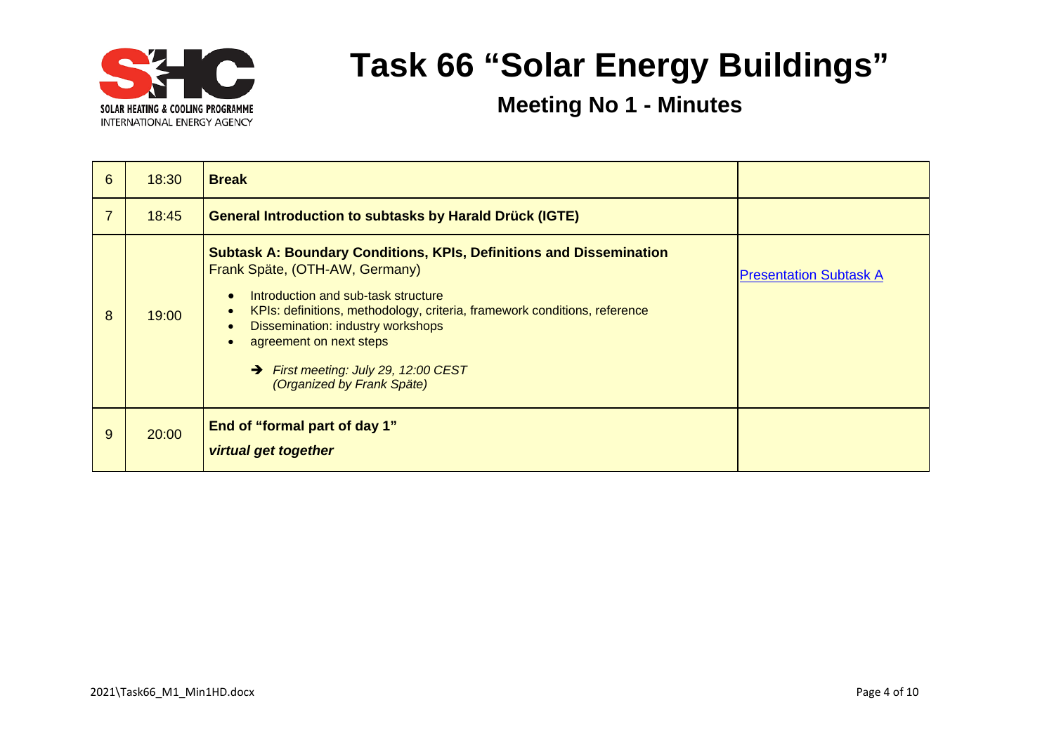# Task 66 "Solar Energy Buildings"

## Meeting No 1 - Minutes

| | | | |
|---|---|---|---|
| 6 | 18:30 | **Break** | |
| 7 | 18:45 | **General Introduction to subtasks by Harald Drück (IGTE)** | |
| 8 | 19:00 | **Subtask A: Boundary Conditions, KPIs, Definitions and Dissemination**<br>Frank Späte, (OTH-AW, Germany)<br>• Introduction and sub-task structure<br>• KPIs: definitions, methodology, criteria, framework conditions, reference<br>• Dissemination: industry workshops<br>• agreement on next steps<br>➔ *First meeting: July 29, 12:00 CEST (Organized by Frank Späte)* | Presentation Subtask A |
| 9 | 20:00 | **End of "formal part of day 1"**<br>***virtual get together*** | |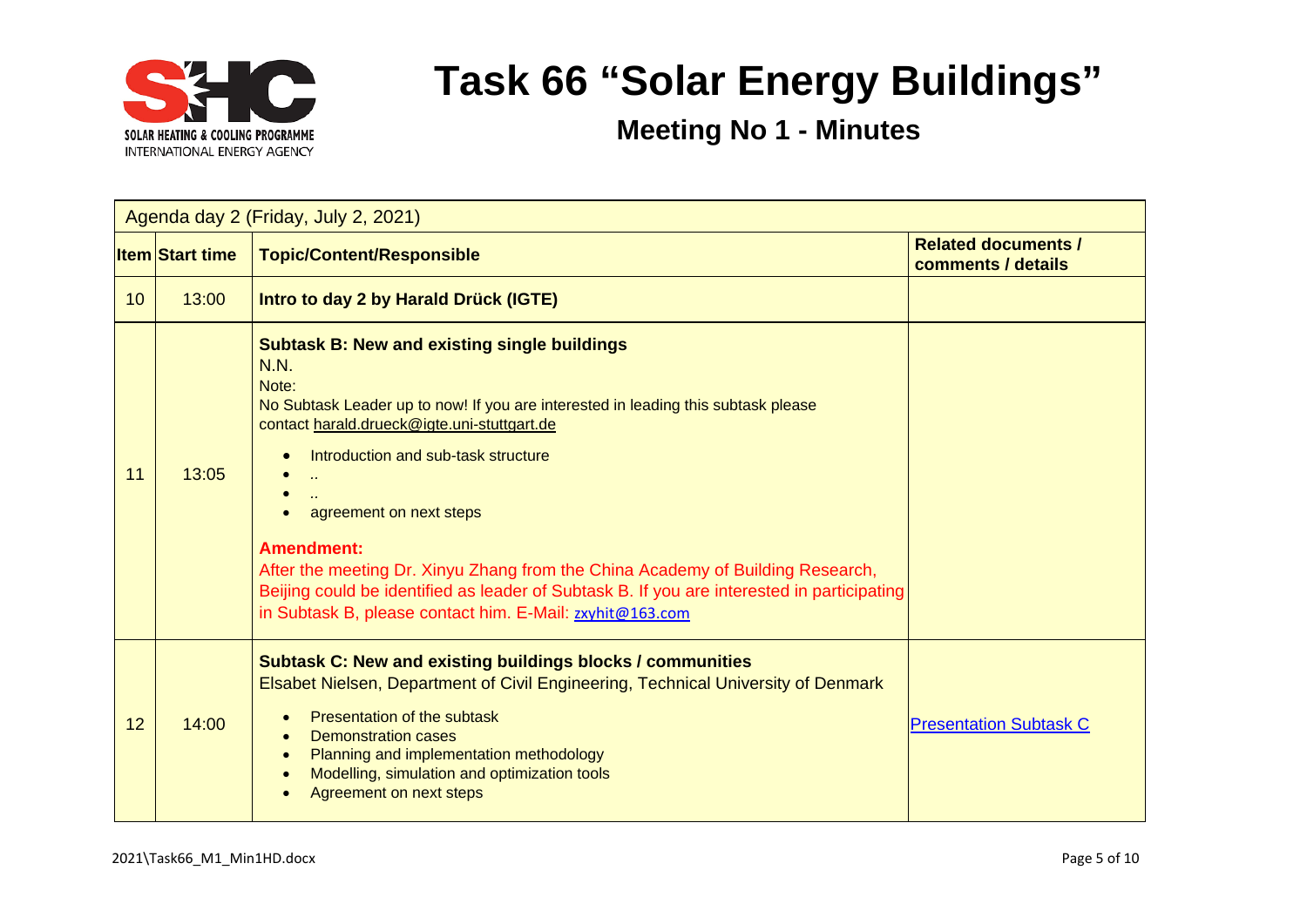# Task 66 "Solar Energy Buildings"

## Meeting No 1 - Minutes

| Agenda day 2 (Friday, July 2, 2021) | | | |
|---|---|---|---|
| **Item** | **Start time** | **Topic/Content/Responsible** | **Related documents / comments / details** |
| 10 | 13:00 | **Intro to day 2 by Harald Drück (IGTE)** | |
| 11 | 13:05 | **Subtask B: New and existing single buildings**<br>N.N.<br>Note:<br>No Subtask Leader up to now! If you are interested in leading this subtask please contact harald.drueck@igte.uni-stuttgart.de<br>• Introduction and sub-task structure<br>• ..<br>• ..<br>• agreement on next steps<br>**Amendment:**<br>After the meeting Dr. Xinyu Zhang from the China Academy of Building Research, Beijing could be identified as leader of Subtask B. If you are interested in participating in Subtask B, please contact him. E-Mail: zxyhit@163.com | |
| 12 | 14:00 | **Subtask C: New and existing buildings blocks / communities**<br>Elsabet Nielsen, Department of Civil Engineering, Technical University of Denmark<br>• Presentation of the subtask<br>• Demonstration cases<br>• Planning and implementation methodology<br>• Modelling, simulation and optimization tools<br>• Agreement on next steps | Presentation Subtask C |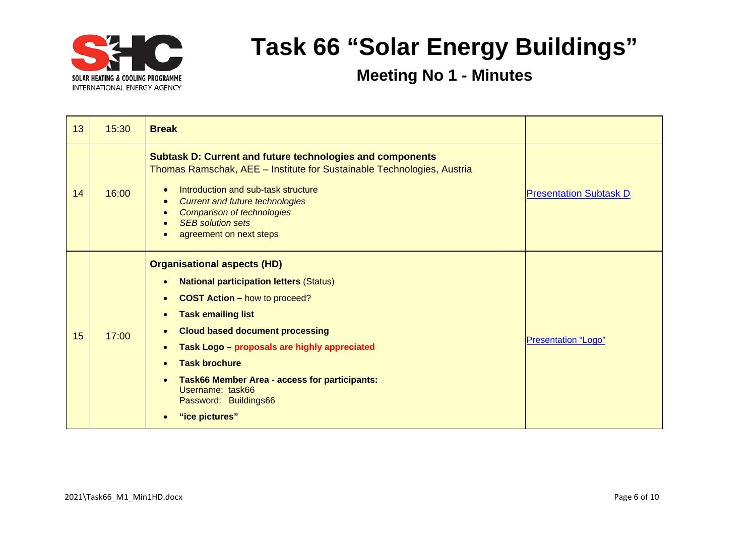# Task 66 "Solar Energy Buildings"

## Meeting No 1 - Minutes

| | | | |
|---|---|---|---|
| 13 | 15:30 | **Break** | |
| 14 | 16:00 | **Subtask D: Current and future technologies and components**<br>Thomas Ramschak, AEE – Institute for Sustainable Technologies, Austria<br>• Introduction and sub-task structure<br>• *Current and future technologies*<br>• *Comparison of technologies*<br>• *SEB solution sets*<br>• agreement on next steps | Presentation Subtask D |
| 15 | 17:00 | **Organisational aspects (HD)**<br>• **National participation letters** (Status)<br>• **COST Action –** how to proceed?<br>• **Task emailing list**<br>• **Cloud based document processing**<br>• **Task Logo – proposals are highly appreciated**<br>• **Task brochure**<br>• **Task66 Member Area - access for participants:**<br>Username: task66<br>Password: Buildings66<br>• **"ice pictures"** | Presentation "Logo" |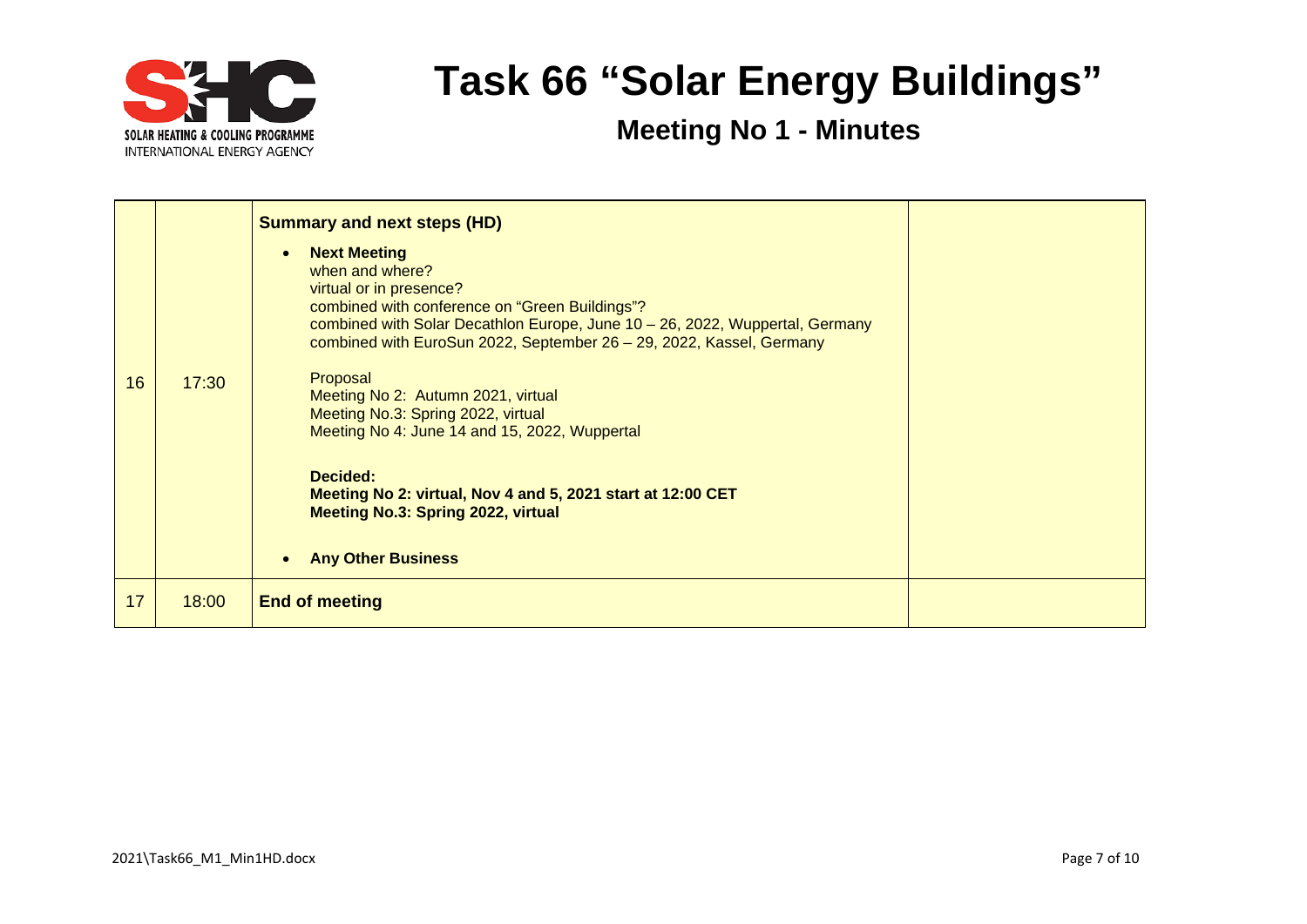# Task 66 "Solar Energy Buildings"

## Meeting No 1 - Minutes

| | | | |
|---|---|---|---|
| 16 | 17:30 | **Summary and next steps (HD)**<br><br>• **Next Meeting**<br>when and where?<br>virtual or in presence?<br>combined with conference on "Green Buildings"?<br>combined with Solar Decathlon Europe, June 10 – 26, 2022, Wuppertal, Germany<br>combined with EuroSun 2022, September 26 – 29, 2022, Kassel, Germany<br><br>Proposal<br>Meeting No 2: Autumn 2021, virtual<br>Meeting No.3: Spring 2022, virtual<br>Meeting No 4: June 14 and 15, 2022, Wuppertal<br><br>**Decided:**<br>**Meeting No 2: virtual, Nov 4 and 5, 2021 start at 12:00 CET**<br>**Meeting No.3: Spring 2022, virtual**<br><br>• **Any Other Business** | |
| 17 | 18:00 | **End of meeting** | |

2021\Task66_M1_Min1HD.docx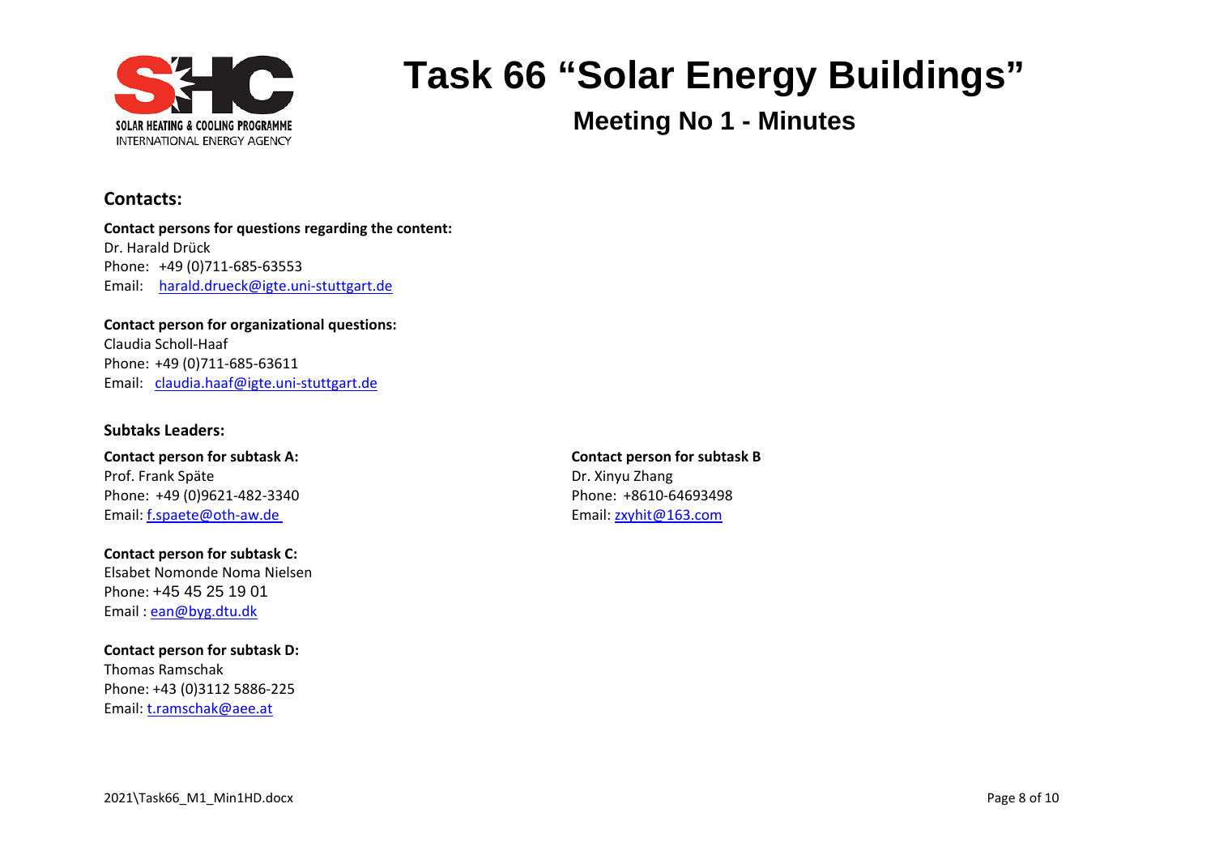# Task 66 “Solar Energy Buildings”

## Meeting No 1 - Minutes

### Contacts:

**Contact persons for questions regarding the content:**
Dr. Harald Drück
Phone: +49 (0)711-685-63553
Email: harald.drueck@igte.uni-stuttgart.de

**Contact person for organizational questions:**
Claudia Scholl-Haaf
Phone: +49 (0)711-685-63611
Email: claudia.haaf@igte.uni-stuttgart.de

### Subtaks Leaders:

**Contact person for subtask A:**
Prof. Frank Späte
Phone: +49 (0)9621-482-3340
Email: f.spaete@oth-aw.de

**Contact person for subtask B**
Dr. Xinyu Zhang
Phone: +8610-64693498
Email: zxyhit@163.com

**Contact person for subtask C:**
Elsabet Nomonde Noma Nielsen
Phone: +45 45 25 19 01
Email : ean@byg.dtu.dk

**Contact person for subtask D:**
Thomas Ramschak
Phone: +43 (0)3112 5886-225
Email: t.ramschak@aee.at

2021\Task66_M1_Min1HD.docx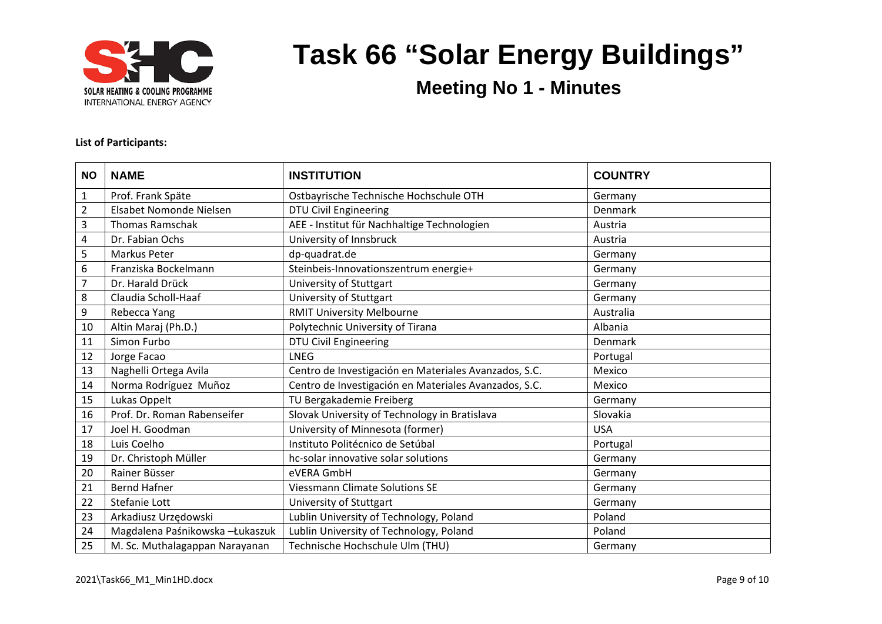# Task 66 "Solar Energy Buildings"

## Meeting No 1 - Minutes

**List of Participants:**

| NO | NAME | INSTITUTION | COUNTRY |
|---|---|---|---|
| 1 | Prof. Frank Späte | Ostbayrische Technische Hochschule OTH | Germany |
| 2 | Elsabet Nomonde Nielsen | DTU Civil Engineering | Denmark |
| 3 | Thomas Ramschak | AEE - Institut für Nachhaltige Technologien | Austria |
| 4 | Dr. Fabian Ochs | University of Innsbruck | Austria |
| 5 | Markus Peter | dp-quadrat.de | Germany |
| 6 | Franziska Bockelmann | Steinbeis-Innovationszentrum energie+ | Germany |
| 7 | Dr. Harald Drück | University of Stuttgart | Germany |
| 8 | Claudia Scholl-Haaf | University of Stuttgart | Germany |
| 9 | Rebecca Yang | RMIT University Melbourne | Australia |
| 10 | Altin Maraj (Ph.D.) | Polytechnic University of Tirana | Albania |
| 11 | Simon Furbo | DTU Civil Engineering | Denmark |
| 12 | Jorge Facao | LNEG | Portugal |
| 13 | Naghelli Ortega Avila | Centro de Investigación en Materiales Avanzados, S.C. | Mexico |
| 14 | Norma Rodríguez Muñoz | Centro de Investigación en Materiales Avanzados, S.C. | Mexico |
| 15 | Lukas Oppelt | TU Bergakademie Freiberg | Germany |
| 16 | Prof. Dr. Roman Rabenseifer | Slovak University of Technology in Bratislava | Slovakia |
| 17 | Joel H. Goodman | University of Minnesota (former) | USA |
| 18 | Luis Coelho | Instituto Politécnico de Setúbal | Portugal |
| 19 | Dr. Christoph Müller | hc-solar innovative solar solutions | Germany |
| 20 | Rainer Büsser | eVERA GmbH | Germany |
| 21 | Bernd Hafner | Viessmann Climate Solutions SE | Germany |
| 22 | Stefanie Lott | University of Stuttgart | Germany |
| 23 | Arkadiusz Urzędowski | Lublin University of Technology, Poland | Poland |
| 24 | Magdalena Paśnikowska –Łukaszuk | Lublin University of Technology, Poland | Poland |
| 25 | M. Sc. Muthalagappan Narayanan | Technische Hochschule Ulm (THU) | Germany |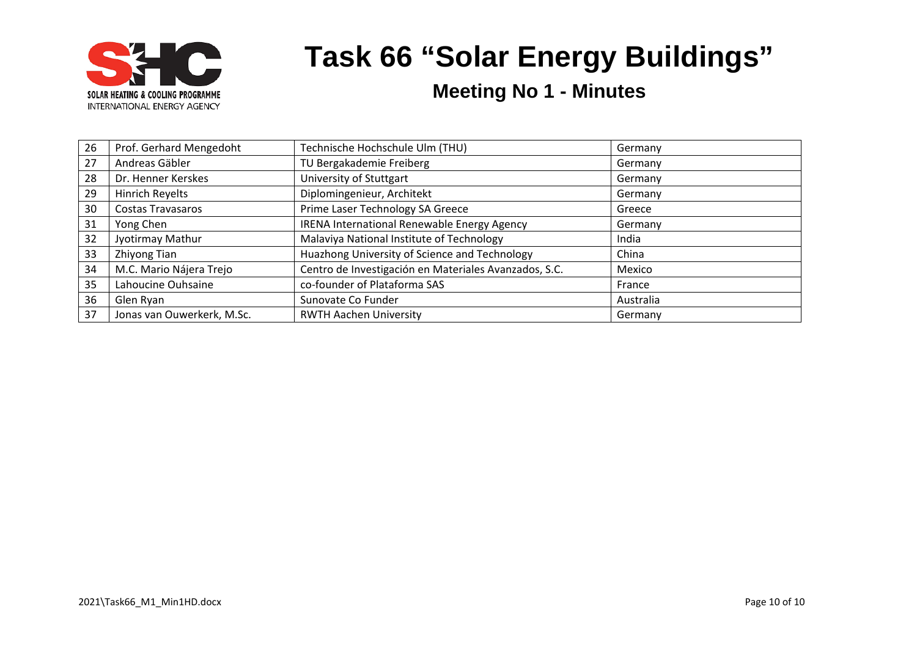| | | | |
|---|---|---|---|
| 26 | Prof. Gerhard Mengedoht | Technische Hochschule Ulm (THU) | Germany |
| 27 | Andreas Gäbler | TU Bergakademie Freiberg | Germany |
| 28 | Dr. Henner Kerskes | University of Stuttgart | Germany |
| 29 | Hinrich Reyelts | Diplomingenieur, Architekt | Germany |
| 30 | Costas Travasaros | Prime Laser Technology SA Greece | Greece |
| 31 | Yong Chen | IRENA International Renewable Energy Agency | Germany |
| 32 | Jyotirmay Mathur | Malaviya National Institute of Technology | India |
| 33 | Zhiyong Tian | Huazhong University of Science and Technology | China |
| 34 | M.C. Mario Nájera Trejo | Centro de Investigación en Materiales Avanzados, S.C. | Mexico |
| 35 | Lahoucine Ouhsaine | co-founder of Plataforma SAS | France |
| 36 | Glen Ryan | Sunovate Co Funder | Australia |
| 37 | Jonas van Ouwerkerk, M.Sc. | RWTH Aachen University | Germany |